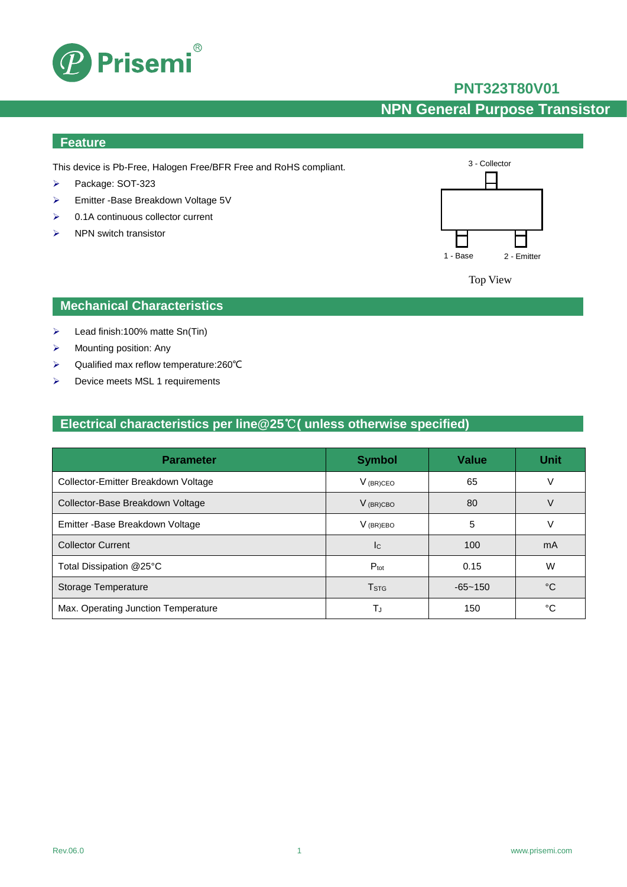# PNT323T80V01

## NPN General Purpose Transistor

## Feature

This device is Pb-Free, Halogen Free/BFR Free and RoHS compliant.

- Package: SOT-323
- Emitter -Base Breakdown Voltage 5V
- 0.1A continuous collector current
- NPN switch transistor

3 - Collector

1 - Base

2 - Emitter

Top View

## Mechanical Characteristics

- Lead finish:100% matte Sn(Tin)
- Mounting position: Any
- Qualified max reflow temperature:260℃
- Device meets MSL 1 requirements

## Electrical characteristics per line@25℃( unless otherwise specified)

| Parameter | Symbol | Value | Unit |
|---|---|---|---|
| Collector-Emitter Breakdown Voltage | $V_{(BR)CEO}$ | 65 | V |
| Collector-Base Breakdown Voltage | $V_{(BR)CBO}$ | 80 | V |
| Emitter -Base Breakdown Voltage | $V_{(BR)EBO}$ | 5 | V |
| Collector Current | $I_C$ | 100 | mA |
| Total Dissipation @25°C | $P_{tot}$ | 0.15 | W |
| Storage Temperature | $T_{STG}$ | -65~150 | °C |
| Max. Operating Junction Temperature | $T_J$ | 150 | °C |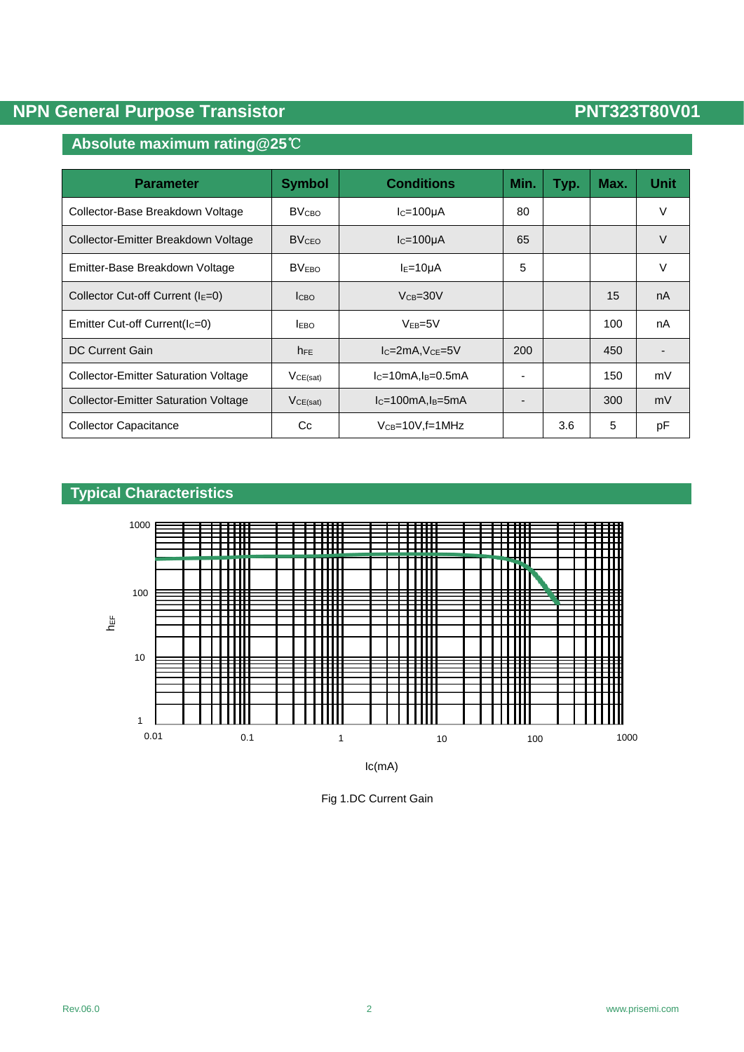# NPN General Purpose Transistor

**PNT323T80V01**

## Absolute maximum rating@25℃

| Parameter | Symbol | Conditions | Min. | Typ. | Max. | Unit |
|---|---|---|---|---|---|---|
| Collector-Base Breakdown Voltage | $BV_{CBO}$ | $I_C$=100μA | 80 | | | V |
| Collector-Emitter Breakdown Voltage | $BV_{CEO}$ | $I_C$=100μA | 65 | | | V |
| Emitter-Base Breakdown Voltage | $BV_{EBO}$ | $I_E$=10μA | 5 | | | V |
| Collector Cut-off Current ($I_E$=0) | $I_{CBO}$ | $V_{CB}$=30V | | | 15 | nA |
| Emitter Cut-off Current($I_C$=0) | $I_{EBO}$ | $V_{EB}$=5V | | | 100 | nA |
| DC Current Gain | $h_{FE}$ | $I_C$=2mA,$V_{CE}$=5V | 200 | | 450 | - |
| Collector-Emitter Saturation Voltage | $V_{CE(sat)}$ | $I_C$=10mA,$I_B$=0.5mA | - | | 150 | mV |
| Collector-Emitter Saturation Voltage | $V_{CE(sat)}$ | $I_C$=100mA,$I_B$=5mA | - | | 300 | mV |
| Collector Capacitance | Cc | $V_{CB}$=10V,f=1MHz | | 3.6 | 5 | pF |

## Typical Characteristics

Fig 1.DC Current Gain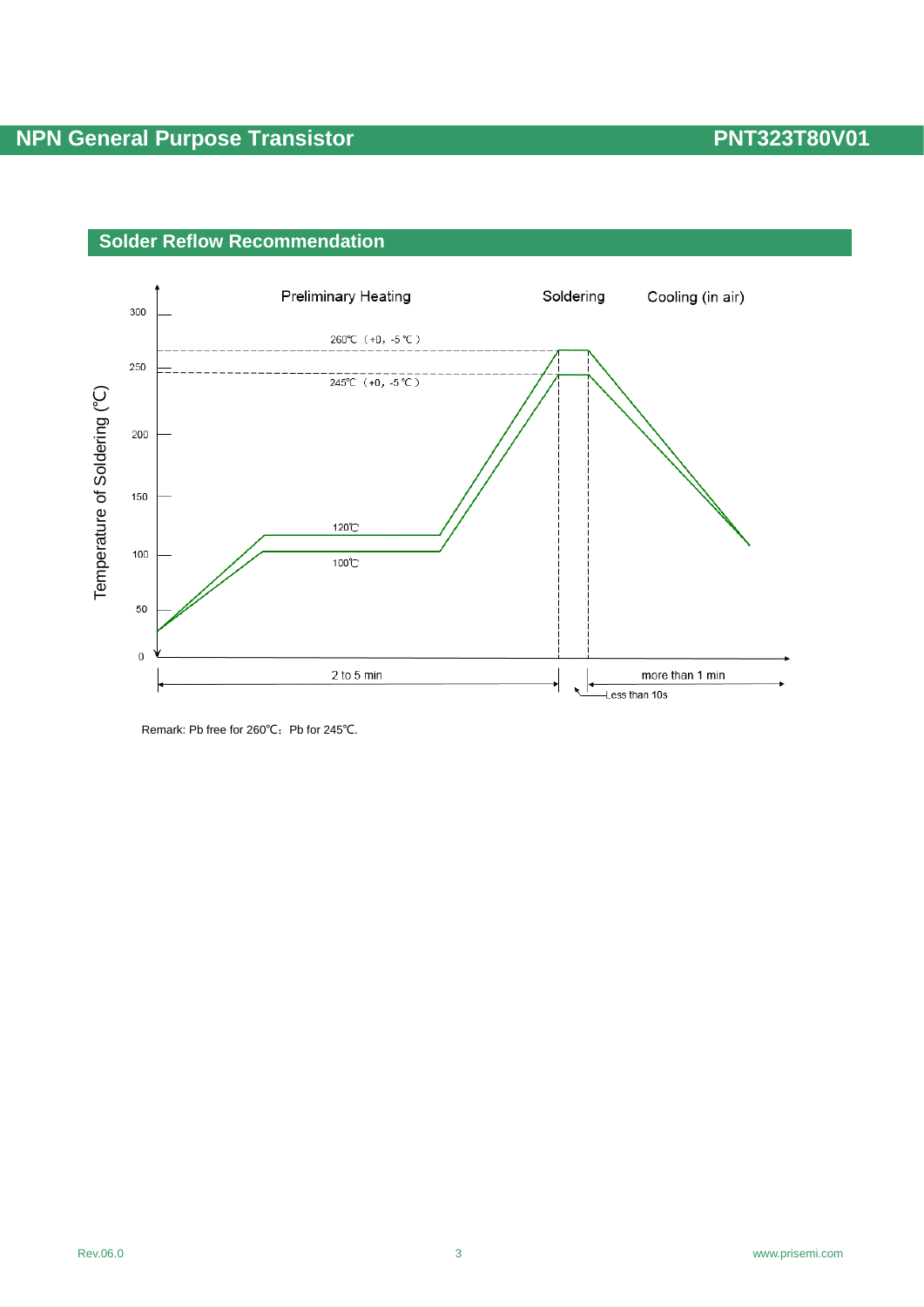## Solder Reflow Recommendation

Preliminary Heating | Soldering | Cooling (in air)

Temperature of Soldering (℃)

300, 250, 200, 150, 100, 50, 0

260℃ （+0，-5 ℃ ）

245℃ （+0，-5 ℃ ）

120℃

100℃

2 to 5 min

more than 1 min

Less than 10s

Remark: Pb free for 260℃；Pb for 245℃.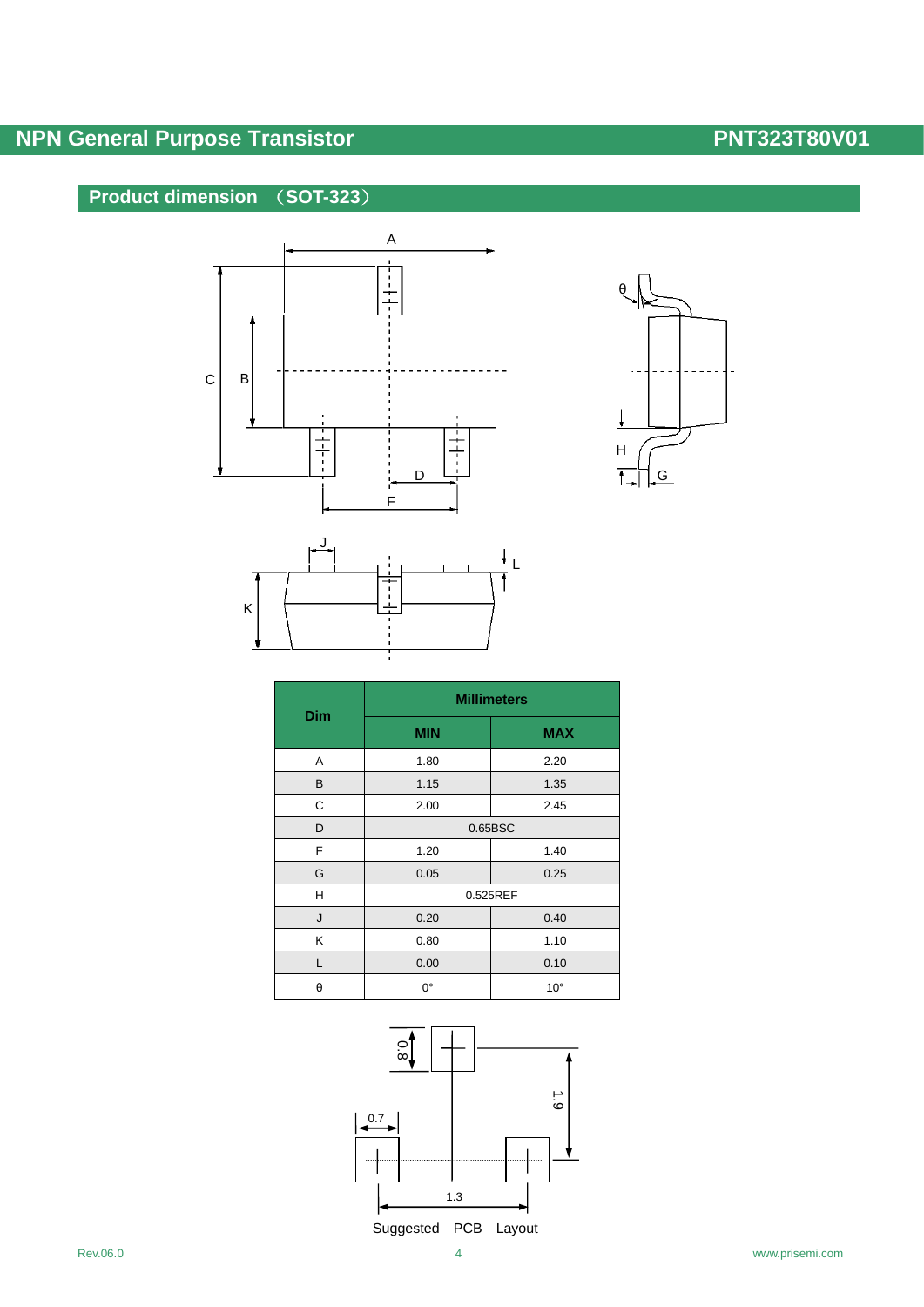## Product dimension （SOT-323）

| Dim | Millimeters | |
|---|---|---|
| | MIN | MAX |
| A | 1.80 | 2.20 |
| B | 1.15 | 1.35 |
| C | 2.00 | 2.45 |
| D | 0.65BSC | |
| F | 1.20 | 1.40 |
| G | 0.05 | 0.25 |
| H | 0.525REF | |
| J | 0.20 | 0.40 |
| K | 0.80 | 1.10 |
| L | 0.00 | 0.10 |
| θ | 0° | 10° |

Suggested PCB Layout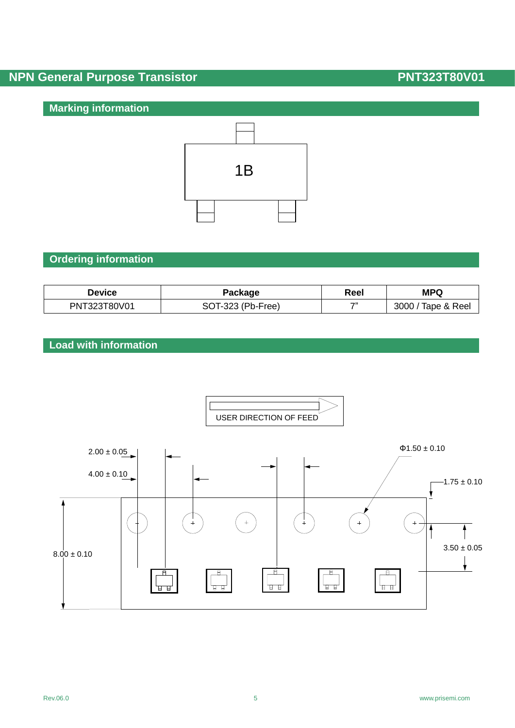## Marking information

1B

## Ordering information

| Device | Package | Reel | MPQ |
|---|---|---|---|
| PNT323T80V01 | SOT-323 (Pb-Free) | 7” | 3000 / Tape & Reel |

## Load with information

USER DIRECTION OF FEED

2.00 ± 0.05

4.00 ± 0.10

Φ1.50 ± 0.10

1.75 ± 0.10

3.50 ± 0.05

8.00 ± 0.10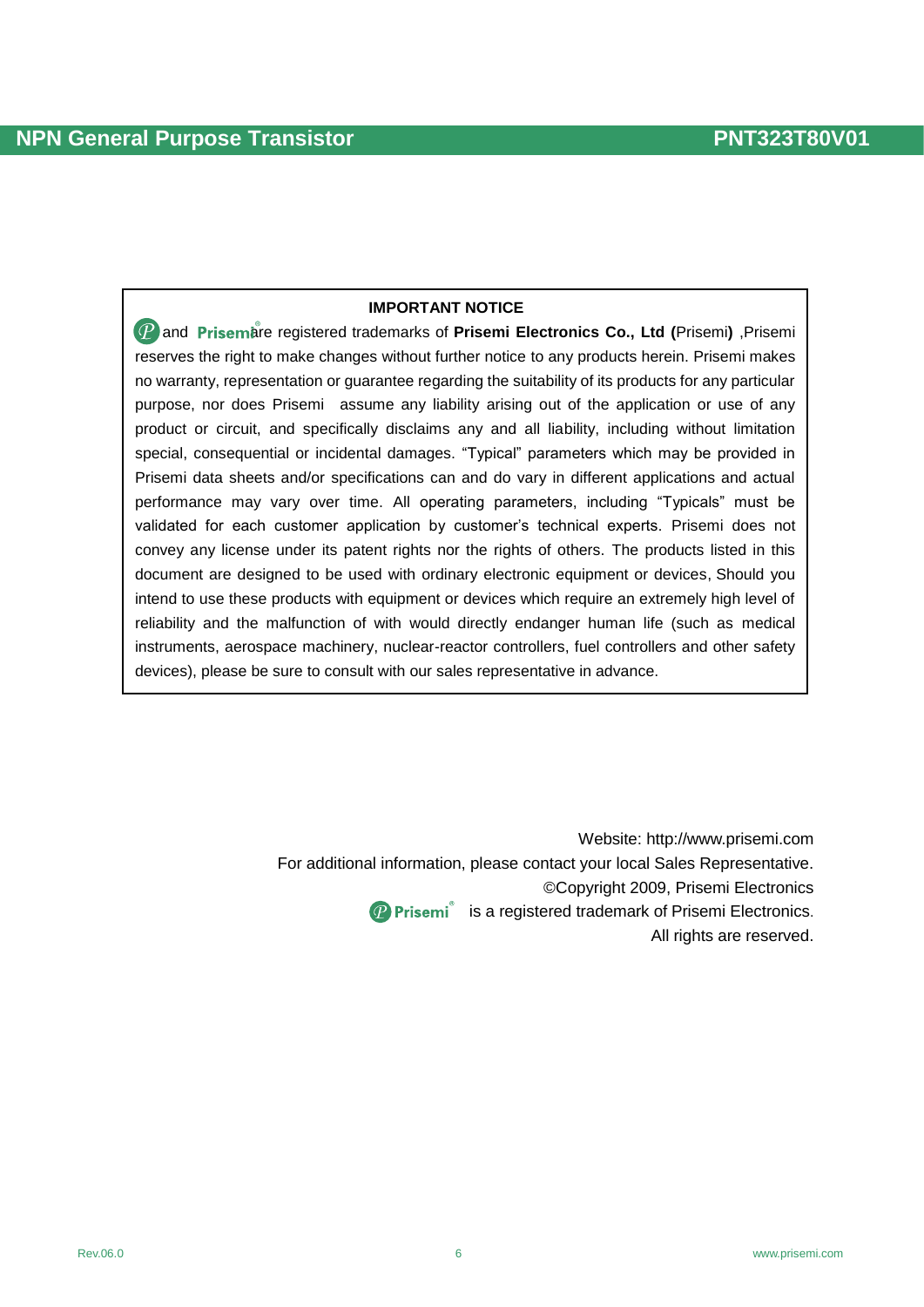## IMPORTANT NOTICE

and Prisemi® are registered trademarks of **Prisemi Electronics Co., Ltd (**Prisemi**)** ,Prisemi reserves the right to make changes without further notice to any products herein. Prisemi makes no warranty, representation or guarantee regarding the suitability of its products for any particular purpose, nor does Prisemi assume any liability arising out of the application or use of any product or circuit, and specifically disclaims any and all liability, including without limitation special, consequential or incidental damages. "Typical" parameters which may be provided in Prisemi data sheets and/or specifications can and do vary in different applications and actual performance may vary over time. All operating parameters, including "Typicals" must be validated for each customer application by customer's technical experts. Prisemi does not convey any license under its patent rights nor the rights of others. The products listed in this document are designed to be used with ordinary electronic equipment or devices, Should you intend to use these products with equipment or devices which require an extremely high level of reliability and the malfunction of with would directly endanger human life (such as medical instruments, aerospace machinery, nuclear-reactor controllers, fuel controllers and other safety devices), please be sure to consult with our sales representative in advance.

Website: http://www.prisemi.com

For additional information, please contact your local Sales Representative.

©Copyright 2009, Prisemi Electronics

Prisemi® is a registered trademark of Prisemi Electronics.

All rights are reserved.